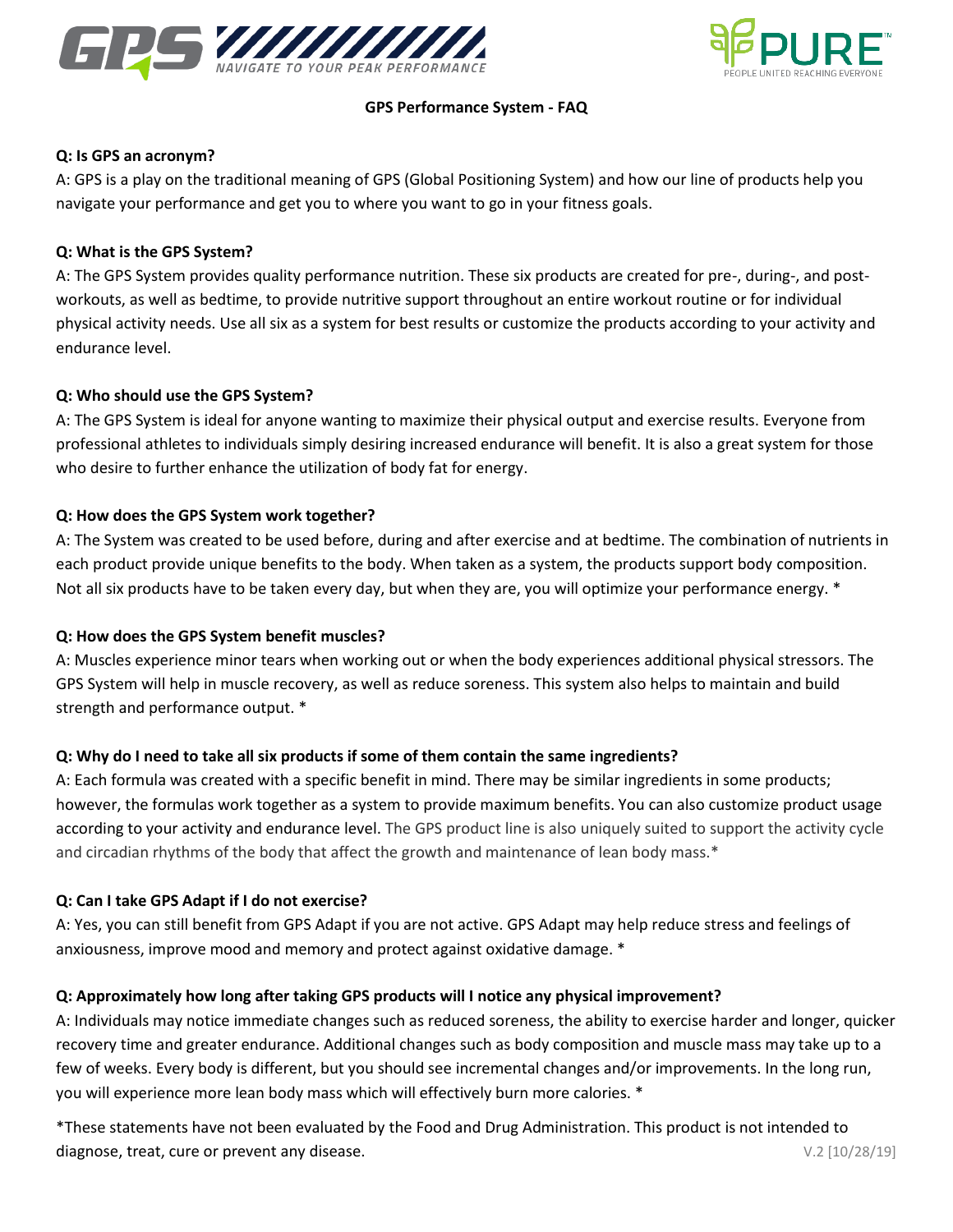# GPS Performance System - FAQ

**Q: Is GPS an acronym?**

A: GPS is a play on the traditional meaning of GPS (Global Positioning System) and how our line of products help you navigate your performance and get you to where you want to go in your fitness goals.

**Q: What is the GPS System?**

A: The GPS System provides quality performance nutrition. These six products are created for pre-, during-, and post-workouts, as well as bedtime, to provide nutritive support throughout an entire workout routine or for individual physical activity needs. Use all six as a system for best results or customize the products according to your activity and endurance level.

**Q: Who should use the GPS System?**

A: The GPS System is ideal for anyone wanting to maximize their physical output and exercise results. Everyone from professional athletes to individuals simply desiring increased endurance will benefit. It is also a great system for those who desire to further enhance the utilization of body fat for energy.

**Q: How does the GPS System work together?**

A: The System was created to be used before, during and after exercise and at bedtime. The combination of nutrients in each product provide unique benefits to the body. When taken as a system, the products support body composition. Not all six products have to be taken every day, but when they are, you will optimize your performance energy. *

**Q: How does the GPS System benefit muscles?**

A: Muscles experience minor tears when working out or when the body experiences additional physical stressors. The GPS System will help in muscle recovery, as well as reduce soreness. This system also helps to maintain and build strength and performance output. *

**Q: Why do I need to take all six products if some of them contain the same ingredients?**

A: Each formula was created with a specific benefit in mind. There may be similar ingredients in some products; however, the formulas work together as a system to provide maximum benefits. You can also customize product usage according to your activity and endurance level. The GPS product line is also uniquely suited to support the activity cycle and circadian rhythms of the body that affect the growth and maintenance of lean body mass.*

**Q: Can I take GPS Adapt if I do not exercise?**

A: Yes, you can still benefit from GPS Adapt if you are not active. GPS Adapt may help reduce stress and feelings of anxiousness, improve mood and memory and protect against oxidative damage. *

**Q: Approximately how long after taking GPS products will I notice any physical improvement?**

A: Individuals may notice immediate changes such as reduced soreness, the ability to exercise harder and longer, quicker recovery time and greater endurance. Additional changes such as body composition and muscle mass may take up to a few weeks. Every body is different, but you should see incremental changes and/or improvements. In the long run, you will experience more lean body mass which will effectively burn more calories. *

*These statements have not been evaluated by the Food and Drug Administration. This product is not intended to diagnose, treat, cure or prevent any disease.

V.2 [10/28/19]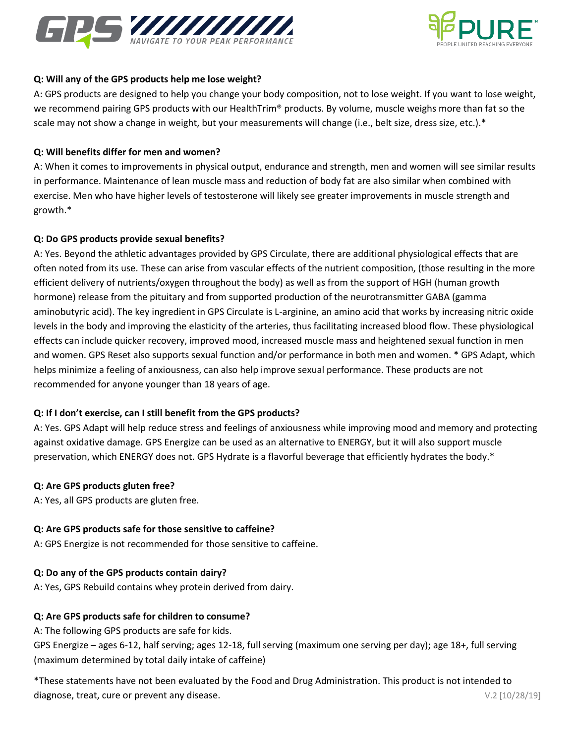**Q: Will any of the GPS products help me lose weight?**

A: GPS products are designed to help you change your body composition, not to lose weight. If you want to lose weight, we recommend pairing GPS products with our HealthTrim® products. By volume, muscle weighs more than fat so the scale may not show a change in weight, but your measurements will change (i.e., belt size, dress size, etc.).*

**Q: Will benefits differ for men and women?**

A: When it comes to improvements in physical output, endurance and strength, men and women will see similar results in performance. Maintenance of lean muscle mass and reduction of body fat are also similar when combined with exercise. Men who have higher levels of testosterone will likely see greater improvements in muscle strength and growth.*

**Q: Do GPS products provide sexual benefits?**

A: Yes. Beyond the athletic advantages provided by GPS Circulate, there are additional physiological effects that are often noted from its use. These can arise from vascular effects of the nutrient composition, (those resulting in the more efficient delivery of nutrients/oxygen throughout the body) as well as from the support of HGH (human growth hormone) release from the pituitary and from supported production of the neurotransmitter GABA (gamma aminobutyric acid). The key ingredient in GPS Circulate is L-arginine, an amino acid that works by increasing nitric oxide levels in the body and improving the elasticity of the arteries, thus facilitating increased blood flow. These physiological effects can include quicker recovery, improved mood, increased muscle mass and heightened sexual function in men and women. GPS Reset also supports sexual function and/or performance in both men and women. * GPS Adapt, which helps minimize a feeling of anxiousness, can also help improve sexual performance. These products are not recommended for anyone younger than 18 years of age.

**Q: If I don't exercise, can I still benefit from the GPS products?**

A: Yes. GPS Adapt will help reduce stress and feelings of anxiousness while improving mood and memory and protecting against oxidative damage. GPS Energize can be used as an alternative to ENERGY, but it will also support muscle preservation, which ENERGY does not. GPS Hydrate is a flavorful beverage that efficiently hydrates the body.*

**Q: Are GPS products gluten free?**

A: Yes, all GPS products are gluten free.

**Q: Are GPS products safe for those sensitive to caffeine?**

A: GPS Energize is not recommended for those sensitive to caffeine.

**Q: Do any of the GPS products contain dairy?**

A: Yes, GPS Rebuild contains whey protein derived from dairy.

**Q: Are GPS products safe for children to consume?**

A: The following GPS products are safe for kids.
GPS Energize – ages 6-12, half serving; ages 12-18, full serving (maximum one serving per day); age 18+, full serving (maximum determined by total daily intake of caffeine)

*These statements have not been evaluated by the Food and Drug Administration. This product is not intended to diagnose, treat, cure or prevent any disease.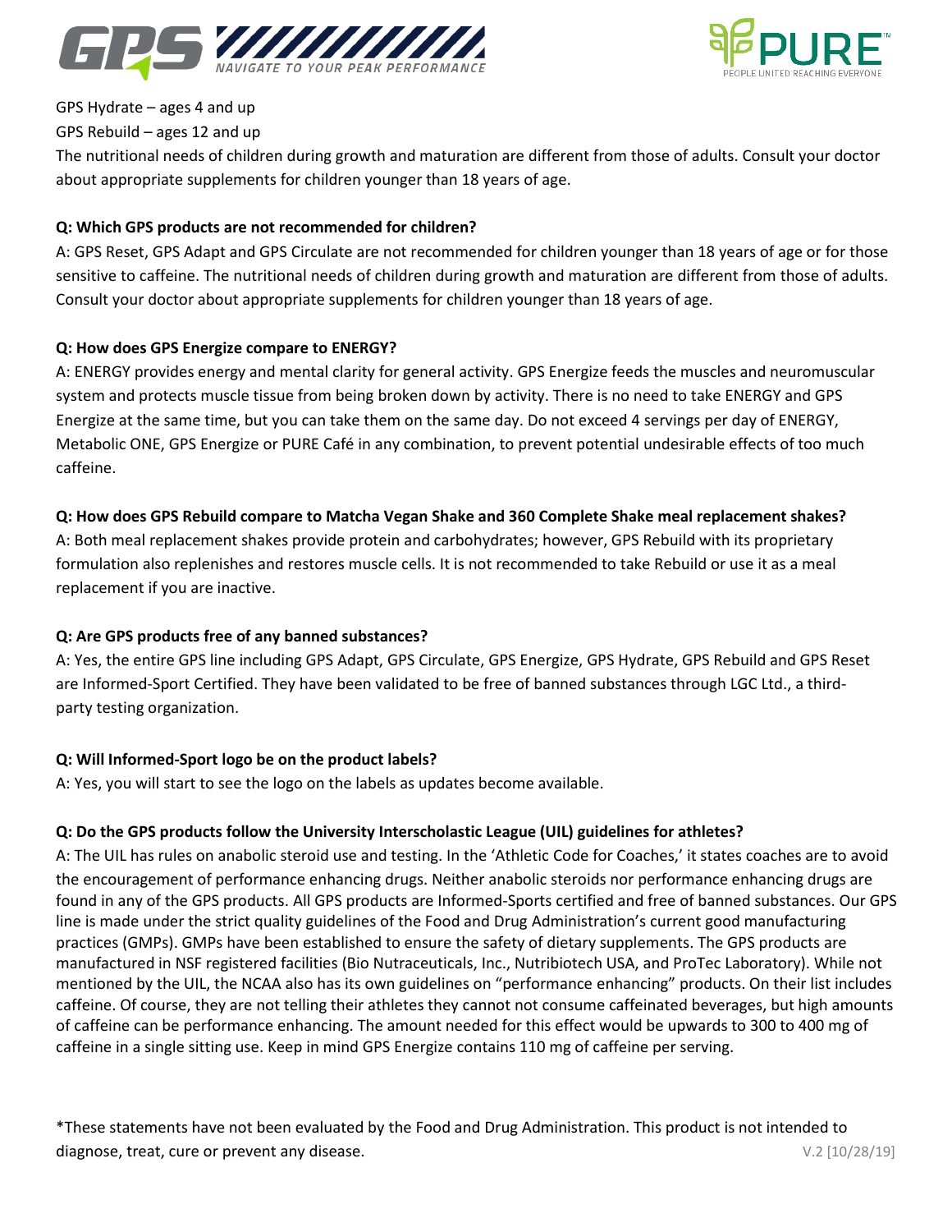GPS Hydrate – ages 4 and up

GPS Rebuild – ages 12 and up

The nutritional needs of children during growth and maturation are different from those of adults. Consult your doctor about appropriate supplements for children younger than 18 years of age.

**Q: Which GPS products are not recommended for children?**

A: GPS Reset, GPS Adapt and GPS Circulate are not recommended for children younger than 18 years of age or for those sensitive to caffeine. The nutritional needs of children during growth and maturation are different from those of adults. Consult your doctor about appropriate supplements for children younger than 18 years of age.

**Q: How does GPS Energize compare to ENERGY?**

A: ENERGY provides energy and mental clarity for general activity. GPS Energize feeds the muscles and neuromuscular system and protects muscle tissue from being broken down by activity. There is no need to take ENERGY and GPS Energize at the same time, but you can take them on the same day. Do not exceed 4 servings per day of ENERGY, Metabolic ONE, GPS Energize or PURE Café in any combination, to prevent potential undesirable effects of too much caffeine.

**Q: How does GPS Rebuild compare to Matcha Vegan Shake and 360 Complete Shake meal replacement shakes?**

A: Both meal replacement shakes provide protein and carbohydrates; however, GPS Rebuild with its proprietary formulation also replenishes and restores muscle cells. It is not recommended to take Rebuild or use it as a meal replacement if you are inactive.

**Q: Are GPS products free of any banned substances?**

A: Yes, the entire GPS line including GPS Adapt, GPS Circulate, GPS Energize, GPS Hydrate, GPS Rebuild and GPS Reset are Informed-Sport Certified. They have been validated to be free of banned substances through LGC Ltd., a third-party testing organization.

**Q: Will Informed-Sport logo be on the product labels?**

A: Yes, you will start to see the logo on the labels as updates become available.

**Q: Do the GPS products follow the University Interscholastic League (UIL) guidelines for athletes?**

A: The UIL has rules on anabolic steroid use and testing. In the 'Athletic Code for Coaches,' it states coaches are to avoid the encouragement of performance enhancing drugs. Neither anabolic steroids nor performance enhancing drugs are found in any of the GPS products. All GPS products are Informed-Sports certified and free of banned substances. Our GPS line is made under the strict quality guidelines of the Food and Drug Administration's current good manufacturing practices (GMPs). GMPs have been established to ensure the safety of dietary supplements. The GPS products are manufactured in NSF registered facilities (Bio Nutraceuticals, Inc., Nutribiotech USA, and ProTec Laboratory). While not mentioned by the UIL, the NCAA also has its own guidelines on "performance enhancing" products. On their list includes caffeine. Of course, they are not telling their athletes they cannot not consume caffeinated beverages, but high amounts of caffeine can be performance enhancing. The amount needed for this effect would be upwards to 300 to 400 mg of caffeine in a single sitting use. Keep in mind GPS Energize contains 110 mg of caffeine per serving.

*These statements have not been evaluated by the Food and Drug Administration. This product is not intended to diagnose, treat, cure or prevent any disease.